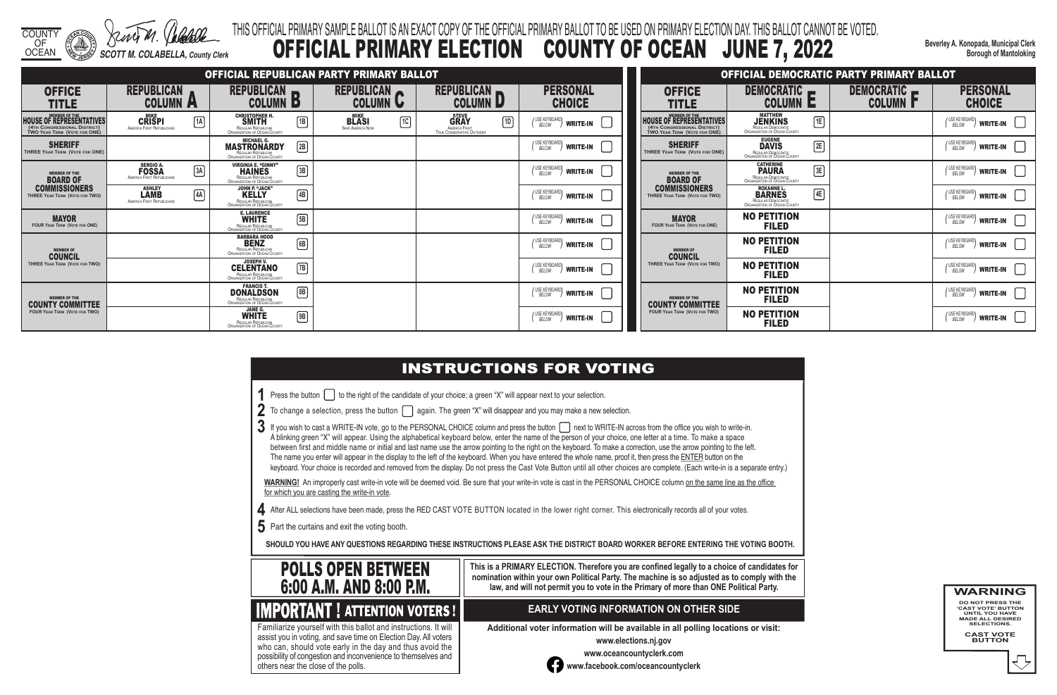COUNTY OF OCEAN

SCOTT M. COLABELLA, County Clerk

THIS OFFICIAL PRIMARY SAMPLE BALLOT IS AN EXACT COPY OF THE OFFICIAL PRIMARY BALLOT TO BE USED ON PRIMARY ELECTION DAY. THIS BALLOT CANNOT BE VOTED.

# OFFICIAL PRIMARY ELECTION COUNTY OF OCEAN JUNE 7, 2022

**Beverley A. Konopada, Municipal Clerk**
**Borough of Mantoloking**

## OFFICIAL REPUBLICAN PARTY PRIMARY BALLOT

| OFFICE TITLE | REPUBLICAN COLUMN A | REPUBLICAN COLUMN B | REPUBLICAN COLUMN C | REPUBLICAN COLUMN D | PERSONAL CHOICE |
|---|---|---|---|---|---|
| MEMBER OF THE HOUSE OF REPRESENTATIVES (4TH CONGRESSIONAL DISTRICT) TWO YEAR TERM (VOTE FOR ONE) | MIKE CRISPI, America First Republicans 1A | CHRISTOPHER H. SMITH, Regular Republican Organization of Ocean County 1B | MIKE BLASI, Save America Now 1C | STEVE GRAY, America First, True Conservative Outsider 1D | (USE KEYBOARD BELOW) WRITE-IN |
| SHERIFF THREE YEAR TERM (VOTE FOR ONE) | | MICHAEL G. MASTRONARDY, Regular Republican Organization of Ocean County 2B | | | (USE KEYBOARD BELOW) WRITE-IN |
| MEMBER OF THE BOARD OF COMMISSIONERS THREE YEAR TERM (VOTE FOR TWO) | SERGIO A. FOSSA, America First Republicans 3A | VIRGINIA E. "GINNY" HAINES, Regular Republican Organization of Ocean County 3B | | | (USE KEYBOARD BELOW) WRITE-IN |
| | ASHLEY LAMB, America First Republicans 4A | JOHN P. "JACK" KELLY, Regular Republican Organization of Ocean County 4B | | | (USE KEYBOARD BELOW) WRITE-IN |
| MAYOR FOUR YEAR TERM (VOTE FOR ONE) | | E. LAURENCE WHITE, Regular Republican Organization of Ocean County 5B | | | (USE KEYBOARD BELOW) WRITE-IN |
| MEMBER OF COUNCIL THREE YEAR TERM (VOTE FOR TWO) | | BARBARA HOOD BENZ, Regular Republican Organization of Ocean County 6B | | | (USE KEYBOARD BELOW) WRITE-IN |
| | | JOSEPH V. CELENTANO, Regular Republican Organization of Ocean County 7B | | | (USE KEYBOARD BELOW) WRITE-IN |
| MEMBER OF THE COUNTY COMMITTEE FOUR YEAR TERM (VOTE FOR TWO) | | FRANCIS T. DONALDSON, Regular Republican Organization of Ocean County 8B | | | (USE KEYBOARD BELOW) WRITE-IN |
| | | JANE G. WHITE, Regular Republican Organization of Ocean County 9B | | | (USE KEYBOARD BELOW) WRITE-IN |

## OFFICIAL DEMOCRATIC PARTY PRIMARY BALLOT

| OFFICE TITLE | DEMOCRATIC COLUMN E | DEMOCRATIC COLUMN F | PERSONAL CHOICE |
|---|---|---|---|
| MEMBER OF THE HOUSE OF REPRESENTATIVES (4TH CONGRESSIONAL DISTRICT) TWO YEAR TERM (VOTE FOR ONE) | MATTHEW JENKINS, Regular Democratic Organization of Ocean County 1E | | (USE KEYBOARD BELOW) WRITE-IN |
| SHERIFF THREE YEAR TERM (VOTE FOR ONE) | EUGENE DAVIS, Regular Democratic Organization of Ocean County 2E | | (USE KEYBOARD BELOW) WRITE-IN |
| MEMBER OF THE BOARD OF COMMISSIONERS THREE YEAR TERM (VOTE FOR TWO) | CATHERINE PAURA, Regular Democratic Organization of Ocean County 3E | | (USE KEYBOARD BELOW) WRITE-IN |
| | ROXANNE L. BARNES, Regular Democratic Organization of Ocean County 4E | | (USE KEYBOARD BELOW) WRITE-IN |
| MAYOR FOUR YEAR TERM (VOTE FOR ONE) | NO PETITION FILED | | (USE KEYBOARD BELOW) WRITE-IN |
| MEMBER OF COUNCIL THREE YEAR TERM (VOTE FOR TWO) | NO PETITION FILED | | (USE KEYBOARD BELOW) WRITE-IN |
| | NO PETITION FILED | | (USE KEYBOARD BELOW) WRITE-IN |
| MEMBER OF THE COUNTY COMMITTEE FOUR YEAR TERM (VOTE FOR TWO) | NO PETITION FILED | | (USE KEYBOARD BELOW) WRITE-IN |
| | NO PETITION FILED | | (USE KEYBOARD BELOW) WRITE-IN |

## INSTRUCTIONS FOR VOTING

1. Press the button ☐ to the right of the candidate of your choice; a green "X" will appear next to your selection.
2. To change a selection, press the button ☐ again. The green "X" will disappear and you may make a new selection.
3. If you wish to cast a WRITE-IN vote, go to the PERSONAL CHOICE column and press the button ☐ next to WRITE-IN across from the office you wish to write-in. A blinking green "X" will appear. Using the alphabetical keyboard below, enter the name of the person of your choice, one letter at a time. To make a space between first and middle name or initial and last name use the arrow pointing to the right on the keyboard. To make a correction, use the arrow pointing to the left. The name you enter will appear in the display to the left of the keyboard. When you have entered the whole name, proof it, then press the ENTER button on the keyboard. Your choice is recorded and removed from the display. Do not press the Cast Vote Button until all other choices are complete. (Each write-in is a separate entry.)

**WARNING!** An improperly cast write-in vote will be deemed void. Be sure that your write-in vote is cast in the PERSONAL CHOICE column on the same line as the office for which you are casting the write-in vote.

4. After ALL selections have been made, press the RED CAST VOTE BUTTON located in the lower right corner. This electronically records all of your votes.
5. Part the curtains and exit the voting booth.

**SHOULD YOU HAVE ANY QUESTIONS REGARDING THESE INSTRUCTIONS PLEASE ASK THE DISTRICT BOARD WORKER BEFORE ENTERING THE VOTING BOOTH.**

## POLLS OPEN BETWEEN 6:00 A.M. AND 8:00 P.M.

**This is a PRIMARY ELECTION. Therefore you are confined legally to a choice of candidates for nomination within your own Political Party. The machine is so adjusted as to comply with the law, and will not permit you to vote in the Primary of more than ONE Political Party.**

## IMPORTANT ! ATTENTION VOTERS !

Familiarize yourself with this ballot and instructions. It will assist you in voting, and save time on Election Day. All voters who can, should vote early in the day and thus avoid the possibility of congestion and inconvenience to themselves and others near the close of the polls.

## EARLY VOTING INFORMATION ON OTHER SIDE

**Additional voter information will be available in all polling locations or visit:**

**www.elections.nj.gov**

**www.oceancountyclerk.com**

**www.facebook.com/oceancountyclerk**

**WARNING**

DO NOT PRESS THE 'CAST VOTE' BUTTON UNTIL YOU HAVE MADE ALL DESIRED SELECTIONS.

CAST VOTE BUTTON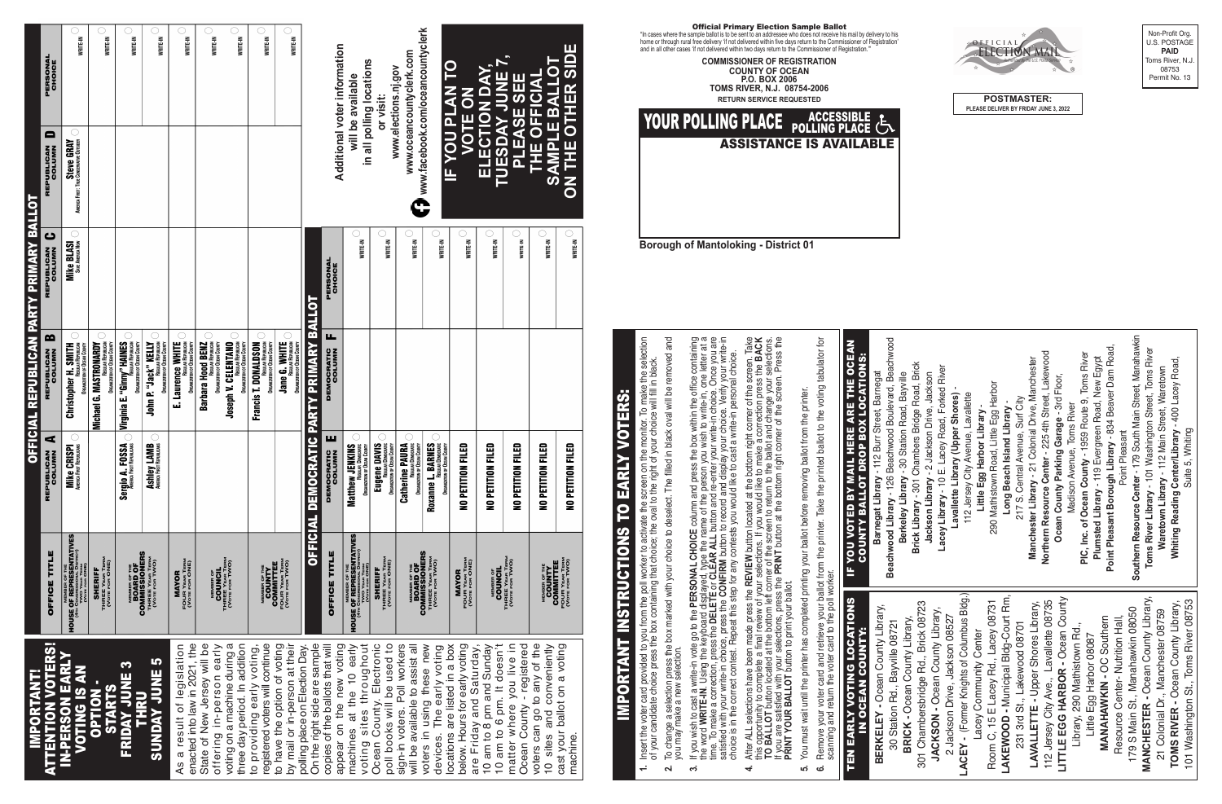## IMPORTANT! ATTENTION VOTERS! IN-PERSON EARLY VOTING IS AN OPTION - STARTS FRIDAY JUNE 3 THRU SUNDAY JUNE 5

As a result of legislation enacted into law in 2021, the State of New Jersey will be offering in-person early voting on a machine during a three day period. In addition to providing early voting, registered voters will continue to have the option of voting by mail or in-person at their polling place on Election Day. On the right side are sample copies of the ballots that will appear on the new voting machines at the 10 early voting sites throughout Ocean County. Electronic poll books will be used to sign-in voters. Poll workers will be available to assist all voters in using these new devices. The early voting locations are listed in a box below. Hours for early voting are Friday and Saturday, 10 am to 8 pm and Sunday 10 am to 6 pm. It doesn't matter where you live in Ocean County - registered voters can go to any of the 10 sites and conveniently cast your ballot on a voting machine.

# OFFICIAL REPUBLICAN PARTY PRIMARY BALLOT

| OFFICE TITLE | REPUBLICAN COLUMN A | REPUBLICAN COLUMN B | REPUBLICAN COLUMN C | REPUBLICAN COLUMN D | PERSONAL CHOICE |
|---|---|---|---|---|---|
| MEMBER OF THE HOUSE OF REPRESENTATIVES (4th Congressional District) TWO Year Term (Vote for ONE) | Mike CRISPI America First Republicans | Christopher H. SMITH Regular Republican Organization of Ocean County | Mike BLASI Save America Now | Steve GRAY America First, True Conservative Outsider | WRITE-IN |
| SHERIFF THREE Year Term (Vote for ONE) | | Michael G. MASTRONARDY Regular Republican Organization of Ocean County | | | WRITE-IN |
| MEMBER OF THE BOARD OF COMMISSIONERS THREE Year Term (Vote for TWO) | Sergio A. FOSSA America First Republicans | Virginia E. "Ginny" HAINES Regular Republican Organization of Ocean County | | | WRITE-IN |
| | Ashley LAMB America First Republicans | John P. "Jack" KELLY Regular Republican Organization of Ocean County | | | WRITE-IN |
| MAYOR FOUR Year Term (Vote for ONE) | | E. Laurence WHITE Regular Republican Organization of Ocean County | | | WRITE-IN |
| MEMBER OF COUNCIL THREE Year Term (Vote for TWO) | | Barbara Hood BENZ Regular Republican Organization of Ocean County | | | WRITE-IN |
| | | Joseph V. CELENTANO Regular Republican Organization of Ocean County | | | WRITE-IN |
| MEMBER OF THE COUNTY COMMITTEE FOUR Year Term (Vote for TWO) | | Francis T. DONALDSON Regular Republican Organization of Ocean County | | | WRITE-IN |
| | | Jane G. WHITE Regular Republican Organization of Ocean County | | | WRITE-IN |

# OFFICIAL DEMOCRATIC PARTY PRIMARY BALLOT

| OFFICE TITLE | DEMOCRATIC COLUMN E | DEMOCRATIC COLUMN F | PERSONAL CHOICE |
|---|---|---|---|
| MEMBER OF THE HOUSE OF REPRESENTATIVES (4th Congressional District) TWO Year Term (Vote for ONE) | Matthew JENKINS Regular Democratic Organization of Ocean County | | WRITE-IN |
| SHERIFF THREE Year Term (Vote for ONE) | Eugene DAVIS Regular Democratic Organization of Ocean County | | WRITE-IN |
| MEMBER OF THE BOARD OF COMMISSIONERS THREE Year Term (Vote for TWO) | Catherine PAURA Regular Democratic Organization of Ocean County | | WRITE-IN |
| | Roxanne L. BARNES Regular Democratic Organization of Ocean County | | WRITE-IN |
| MAYOR FOUR Year Term (Vote for ONE) | NO PETITION FILED | | WRITE-IN |
| MEMBER OF COUNCIL THREE Year Term (Vote for TWO) | NO PETITION FILED | | WRITE-IN |
| | NO PETITION FILED | | WRITE-IN |
| MEMBER OF THE COUNTY COMMITTEE FOUR Year Term (Vote for TWO) | NO PETITION FILED | | WRITE-IN |
| | NO PETITION FILED | | WRITE-IN |

Additional voter information will be available in all polling locations or visit:
www.elections.nj.gov
www.oceancountyclerk.com
www.facebook.com/oceancountyclerk

**IF YOU PLAN TO VOTE ON ELECTION DAY, TUESDAY JUNE 7, PLEASE SEE THE OFFICIAL SAMPLE BALLOT ON THE OTHER SIDE**

## IMPORTANT INSTRUCTIONS TO EARLY VOTERS:

1. Insert the voter card provided to you from the poll worker to activate the screen on the monitor. To make the selection of your candidate choice press the box containing that choice; the oval to the right of your choice will fill in black.
2. To change a selection press the box marked with your choice to deselect. The filled in black oval will be removed and you may make a new selection.
3. If you wish to cast a write-in vote go to the **PERSONAL CHOICE** column and press the box within the office containing the word **WRITE-IN**. Using the keyboard displayed, type the name of the person you wish to write-in, one letter at a time. To make a correction, press the **DELETE** or **CLEAR ALL** button and re-enter your write-in choice. Once you are satisfied with your write-in choice, press the **CONFIRM** button to record and display your choice. Verify your write-in choice is in the correct contest. Repeat this step for any contests you would like to cast a write-in personal choice.
4. After ALL selections have been made press the **REVIEW** button located at the bottom right corner of the screen. Take this opportunity to complete a final review of your selections. If you would like to make a correction press the **BACK TO BALLOT** button located at the bottom left corner of the screen to return to the ballot and change your selections. If you are satisfied with your selections, press the **PRINT** button at the bottom right corner of the screen. Press the **PRINT YOUR BALLOT** button to print your ballot.
5. You must wait until the printer has completed printing your ballot before removing ballot from the printer.
6. Remove your voter card and retrieve your ballot from the printer. Take the printed ballot to the voting tabulator for scanning and return the voter card to the poll worker.

## TEN EARLY VOTING LOCATIONS IN OCEAN COUNTY:

**BERKELEY** - Ocean County Library, 30 Station Rd., Bayville 08721
**BRICK** - Ocean County Library, 301 Chambersbridge Rd., Brick 08723
**JACKSON** - Ocean County Library, 2 Jackson Drive, Jackson 08527
**LACEY** - (Former Knights of Columbus Bldg.) Lacey Community Center Room C, 15 E Lacey Rd., Lacey 08731
**LAKEWOOD** - Municipal Bldg-Court Rm, 231 3rd St., Lakewood 08701
**LAVALLETTE** - Upper Shores Library, 112 Jersey City Ave., Lavallette 08735
**LITTLE EGG HARBOR** - Ocean County Library, 290 Mathistown Rd., Little Egg Harbor 08087
**MANAHAWKIN** - OC Southern Resource Center- Nutrition Hall, 179 S Main St., Manahawkin 08050
**MANCHESTER** - Ocean County Library, 21 Colonial Dr., Manchester 08759
**TOMS RIVER** - Ocean County Library, 101 Washington St., Toms River 08753

## IF YOU VOTED BY MAIL HERE ARE THE OCEAN COUNTY BALLOT DROP BOX LOCATIONS:

**Barnegat Library** - 112 Burr Street, Barnegat
**Beachwood Library** - 126 Beachwood Boulevard, Beachwood
**Berkeley Library** - 30 Station Road, Bayville
**Brick Library** - 301 Chambers Bridge Road, Brick
**Jackson Library** - 2 Jackson Drive, Jackson
**Lacey Library** - 10 E. Lacey Road, Forked River
**Lavallette Library (Upper Shores)** - 112 Jersey City Avenue, Lavallette
**Little Egg Harbor Library** - 290 Mathistown Road, Little Egg Harbor
**Long Beach Island Library** - 217 S. Central Avenue, Surf City
**Manchester Library** - 21 Colonial Drive, Manchester
**Northern Resource Center** - 225 4th Street, Lakewood
**Ocean County Parking Garage** - 3rd Floor, Madison Avenue, Toms River
**PIC, Inc. of Ocean County** - 1959 Route 9, Toms River
**Plumsted Library** - 119 Evergreen Road, New Egypt
**Point Pleasant Borough Library** - 834 Beaver Dam Road, Point Pleasant
**Southern Resource Center** - 179 South Main Street, Manahawkin
**Toms River Library** - 101 Washington Street, Toms River
**Waretown Library** - 112 Main Street, Waretown
**Whiting Reading Center/Library** - 400 Lacey Road, Suite 5, Whiting

**Official Primary Election Sample Ballot**

"In cases where the sample ballot is to be sent to an addressee who does not receive his mail by delivery to his home or through rural free delivery 'if not delivered within five days return to the Commissioner of Registration' and in all other cases 'if not delivered within two days return to the Commissioner of Registration.'"

**COMMISSIONER OF REGISTRATION**
**COUNTY OF OCEAN**
**P.O. BOX 2006**
**TOMS RIVER, N.J. 08754-2006**
**RETURN SERVICE REQUESTED**

OFFICIAL ELECTION MAIL

Non-Profit Org.
U.S. POSTAGE
**PAID**
Toms River, N.J.
08753
Permit No. 13

**POSTMASTER:**
PLEASE DELIVER BY FRIDAY JUNE 3, 2022

**YOUR POLLING PLACE** ACCESSIBLE POLLING PLACE
**ASSISTANCE IS AVAILABLE**

**Borough of Mantoloking - District 01**